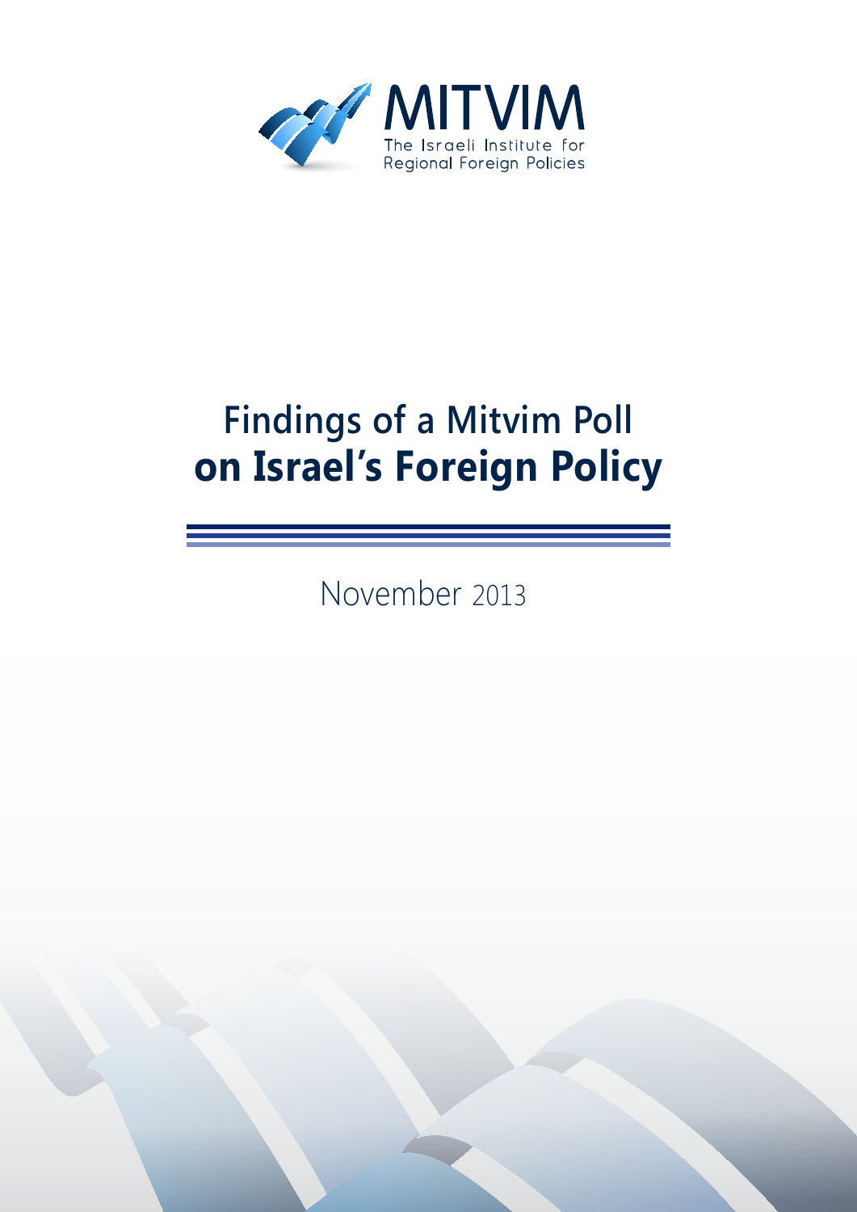MITVIM

The Israeli Institute for Regional Foreign Policies

# Findings of a Mitvim Poll **on Israel's Foreign Policy**

November 2013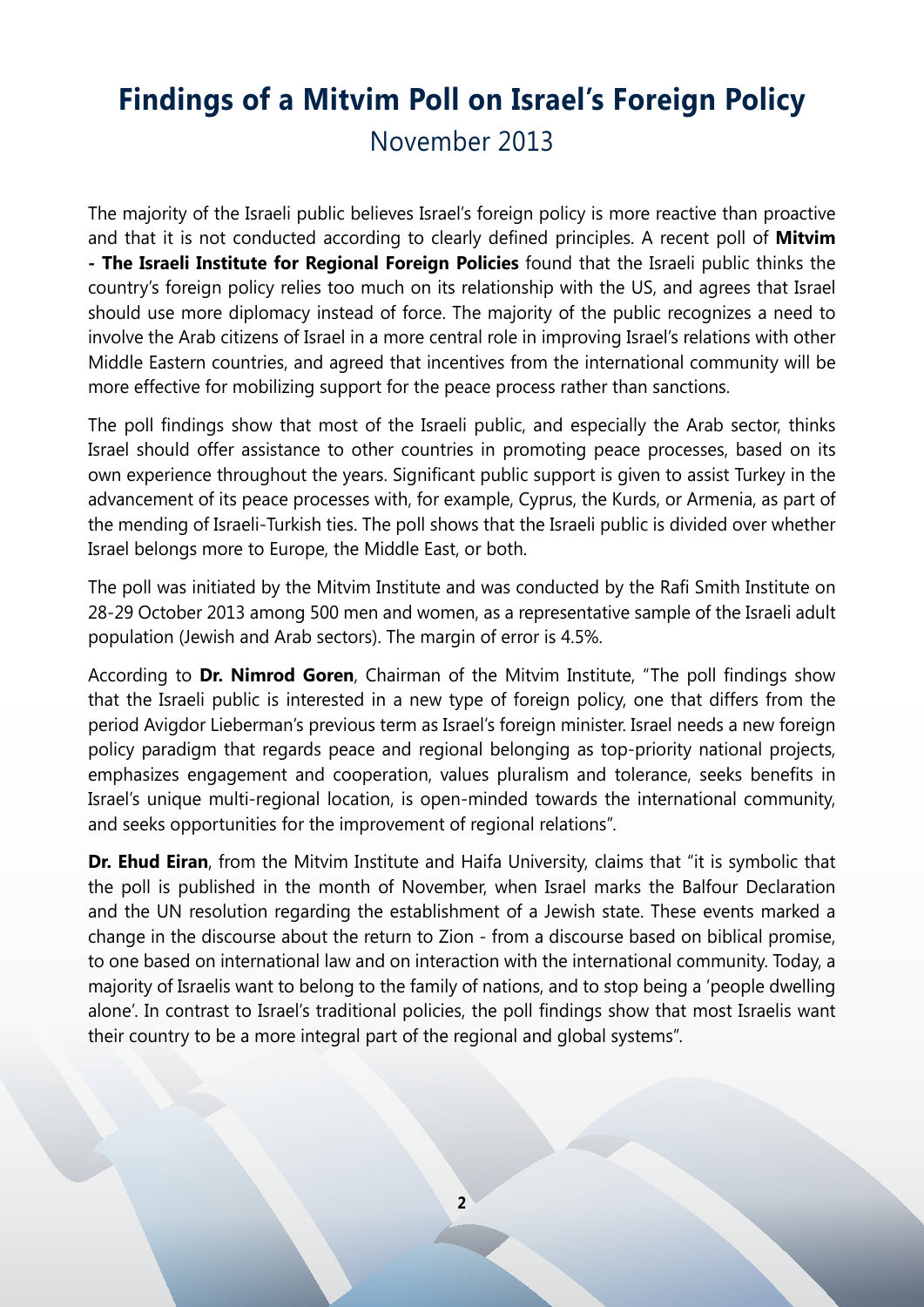# Findings of a Mitvim Poll on Israel's Foreign Policy

November 2013

The majority of the Israeli public believes Israel's foreign policy is more reactive than proactive and that it is not conducted according to clearly defined principles. A recent poll of **Mitvim - The Israeli Institute for Regional Foreign Policies** found that the Israeli public thinks the country's foreign policy relies too much on its relationship with the US, and agrees that Israel should use more diplomacy instead of force. The majority of the public recognizes a need to involve the Arab citizens of Israel in a more central role in improving Israel's relations with other Middle Eastern countries, and agreed that incentives from the international community will be more effective for mobilizing support for the peace process rather than sanctions.

The poll findings show that most of the Israeli public, and especially the Arab sector, thinks Israel should offer assistance to other countries in promoting peace processes, based on its own experience throughout the years. Significant public support is given to assist Turkey in the advancement of its peace processes with, for example, Cyprus, the Kurds, or Armenia, as part of the mending of Israeli-Turkish ties. The poll shows that the Israeli public is divided over whether Israel belongs more to Europe, the Middle East, or both.

The poll was initiated by the Mitvim Institute and was conducted by the Rafi Smith Institute on 28-29 October 2013 among 500 men and women, as a representative sample of the Israeli adult population (Jewish and Arab sectors). The margin of error is 4.5%.

According to **Dr. Nimrod Goren**, Chairman of the Mitvim Institute, "The poll findings show that the Israeli public is interested in a new type of foreign policy, one that differs from the period Avigdor Lieberman's previous term as Israel's foreign minister. Israel needs a new foreign policy paradigm that regards peace and regional belonging as top-priority national projects, emphasizes engagement and cooperation, values pluralism and tolerance, seeks benefits in Israel's unique multi-regional location, is open-minded towards the international community, and seeks opportunities for the improvement of regional relations".

**Dr. Ehud Eiran**, from the Mitvim Institute and Haifa University, claims that "it is symbolic that the poll is published in the month of November, when Israel marks the Balfour Declaration and the UN resolution regarding the establishment of a Jewish state. These events marked a change in the discourse about the return to Zion - from a discourse based on biblical promise, to one based on international law and on interaction with the international community. Today, a majority of Israelis want to belong to the family of nations, and to stop being a 'people dwelling alone'. In contrast to Israel's traditional policies, the poll findings show that most Israelis want their country to be a more integral part of the regional and global systems".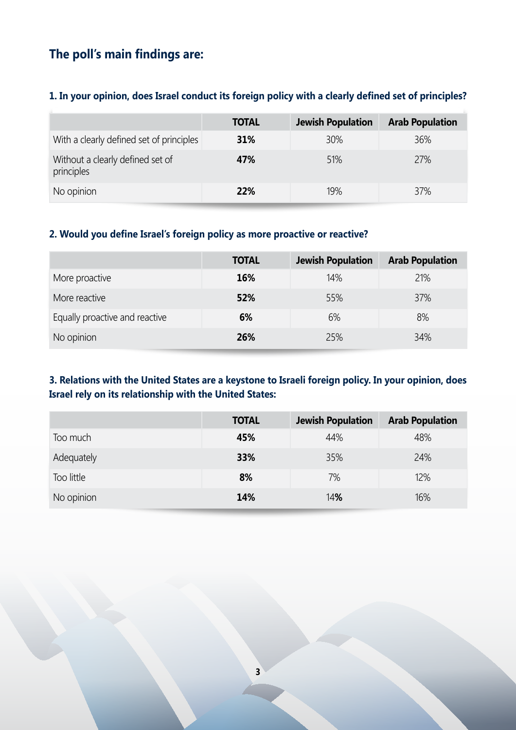## The poll's main findings are:

### 1. In your opinion, does Israel conduct its foreign policy with a clearly defined set of principles?

| | TOTAL | Jewish Population | Arab Population |
|---|---|---|---|
| With a clearly defined set of principles | **31%** | 30% | 36% |
| Without a clearly defined set of principles | **47%** | 51% | 27% |
| No opinion | **22%** | 19% | 37% |

### 2. Would you define Israel's foreign policy as more proactive or reactive?

| | TOTAL | Jewish Population | Arab Population |
|---|---|---|---|
| More proactive | **16%** | 14% | 21% |
| More reactive | **52%** | 55% | 37% |
| Equally proactive and reactive | **6%** | 6% | 8% |
| No opinion | **26%** | 25% | 34% |

### 3. Relations with the United States are a keystone to Israeli foreign policy. In your opinion, does Israel rely on its relationship with the United States:

| | TOTAL | Jewish Population | Arab Population |
|---|---|---|---|
| Too much | **45%** | 44% | 48% |
| Adequately | **33%** | 35% | 24% |
| Too little | **8%** | 7% | 12% |
| No opinion | **14%** | 14% | 16% |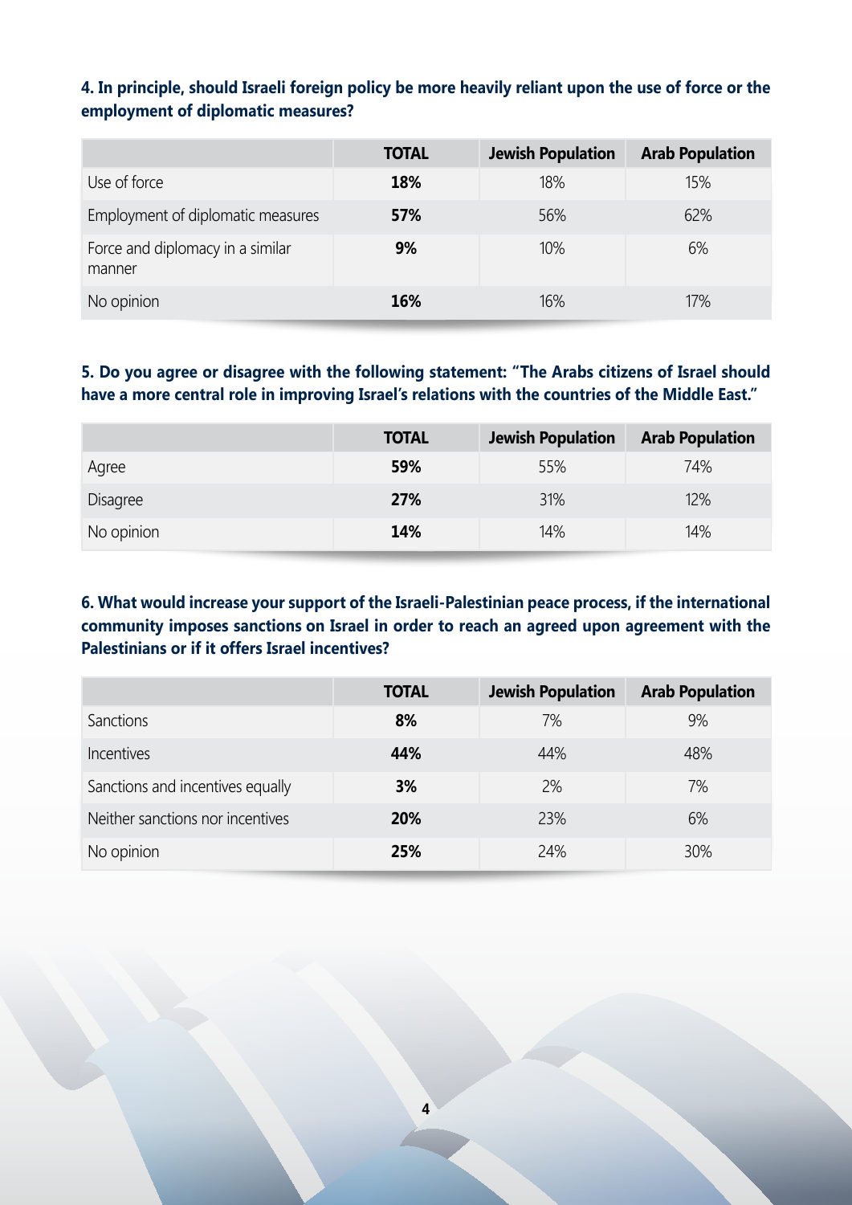**4. In principle, should Israeli foreign policy be more heavily reliant upon the use of force or the employment of diplomatic measures?**

| | TOTAL | Jewish Population | Arab Population |
|---|---|---|---|
| Use of force | **18%** | 18% | 15% |
| Employment of diplomatic measures | **57%** | 56% | 62% |
| Force and diplomacy in a similar manner | **9%** | 10% | 6% |
| No opinion | **16%** | 16% | 17% |

**5. Do you agree or disagree with the following statement: "The Arabs citizens of Israel should have a more central role in improving Israel's relations with the countries of the Middle East."**

| | TOTAL | Jewish Population | Arab Population |
|---|---|---|---|
| Agree | **59%** | 55% | 74% |
| Disagree | **27%** | 31% | 12% |
| No opinion | **14%** | 14% | 14% |

**6. What would increase your support of the Israeli-Palestinian peace process, if the international community imposes sanctions on Israel in order to reach an agreed upon agreement with the Palestinians or if it offers Israel incentives?**

| | TOTAL | Jewish Population | Arab Population |
|---|---|---|---|
| Sanctions | **8%** | 7% | 9% |
| Incentives | **44%** | 44% | 48% |
| Sanctions and incentives equally | **3%** | 2% | 7% |
| Neither sanctions nor incentives | **20%** | 23% | 6% |
| No opinion | **25%** | 24% | 30% |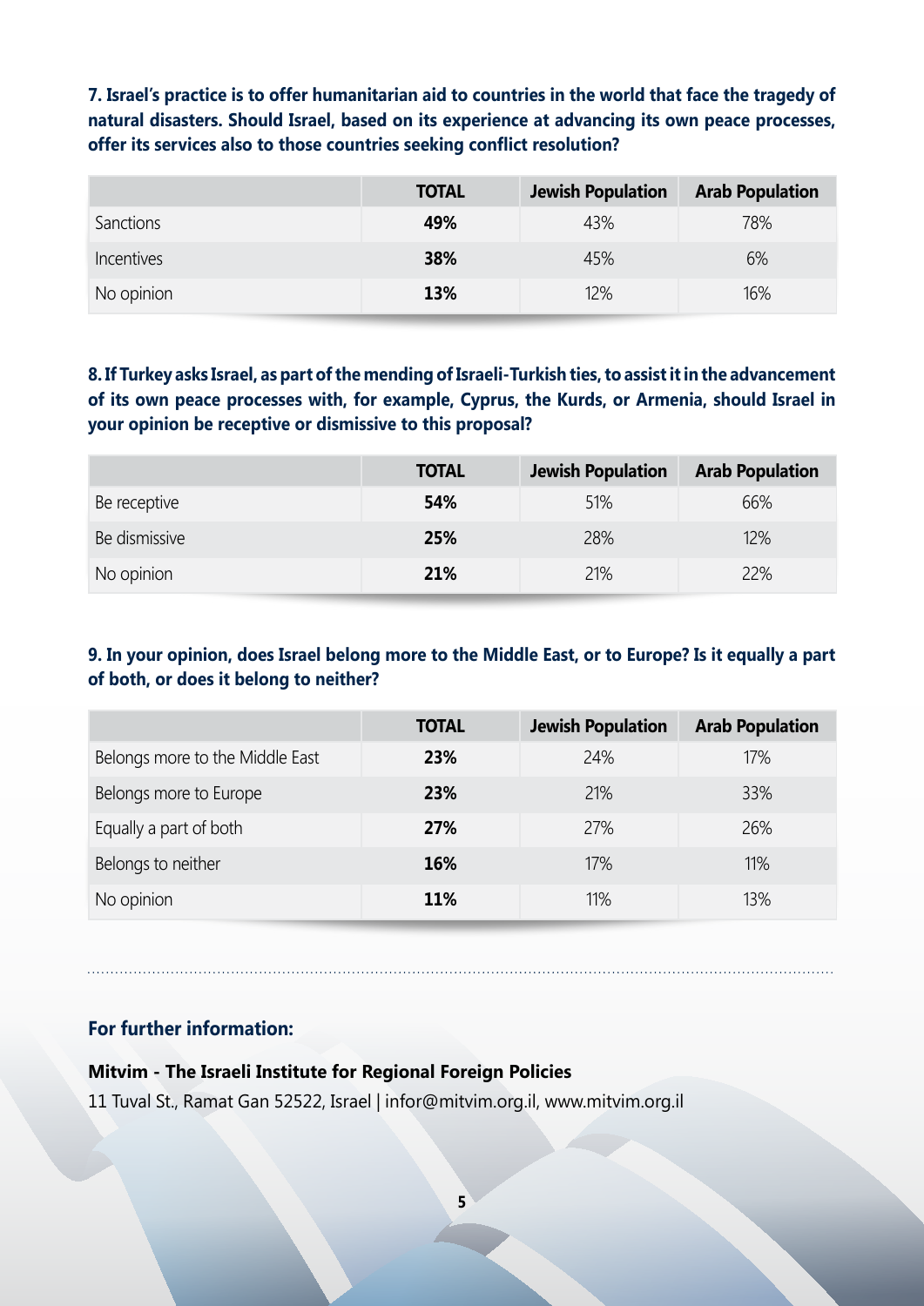**7. Israel's practice is to offer humanitarian aid to countries in the world that face the tragedy of natural disasters. Should Israel, based on its experience at advancing its own peace processes, offer its services also to those countries seeking conflict resolution?**

| | TOTAL | Jewish Population | Arab Population |
|---|---|---|---|
| Sanctions | **49%** | 43% | 78% |
| Incentives | **38%** | 45% | 6% |
| No opinion | **13%** | 12% | 16% |

**8. If Turkey asks Israel, as part of the mending of Israeli-Turkish ties, to assist it in the advancement of its own peace processes with, for example, Cyprus, the Kurds, or Armenia, should Israel in your opinion be receptive or dismissive to this proposal?**

| | TOTAL | Jewish Population | Arab Population |
|---|---|---|---|
| Be receptive | **54%** | 51% | 66% |
| Be dismissive | **25%** | 28% | 12% |
| No opinion | **21%** | 21% | 22% |

**9. In your opinion, does Israel belong more to the Middle East, or to Europe? Is it equally a part of both, or does it belong to neither?**

| | TOTAL | Jewish Population | Arab Population |
|---|---|---|---|
| Belongs more to the Middle East | **23%** | 24% | 17% |
| Belongs more to Europe | **23%** | 21% | 33% |
| Equally a part of both | **27%** | 27% | 26% |
| Belongs to neither | **16%** | 17% | 11% |
| No opinion | **11%** | 11% | 13% |

## For further information:

**Mitvim - The Israeli Institute for Regional Foreign Policies**

11 Tuval St., Ramat Gan 52522, Israel | infor@mitvim.org.il, www.mitvim.org.il